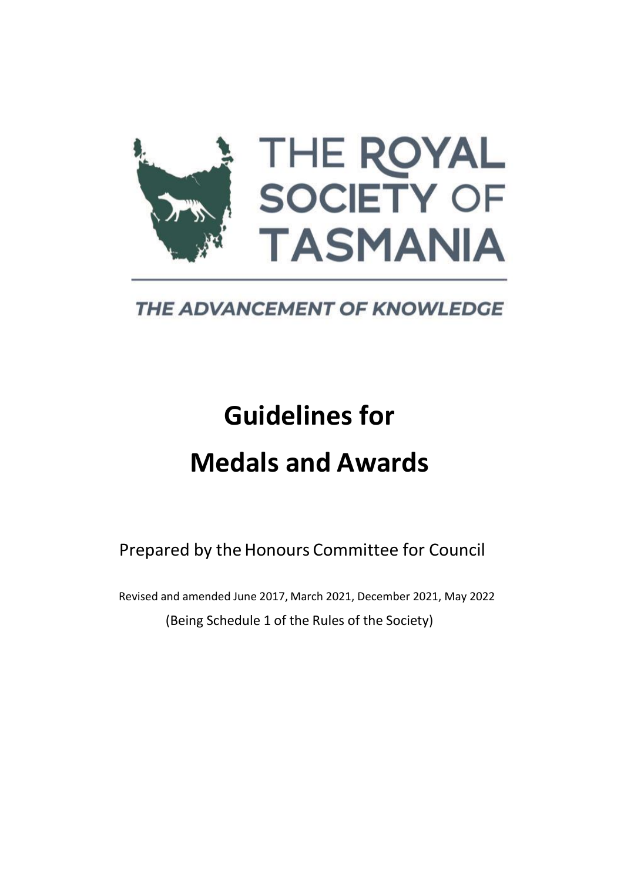THE ROYAL SOCIETY OF TASMANIA

*THE ADVANCEMENT OF KNOWLEDGE*

# Guidelines for Medals and Awards

Prepared by the Honours Committee for Council

Revised and amended June 2017, March 2021, December 2021, May 2022

(Being Schedule 1 of the Rules of the Society)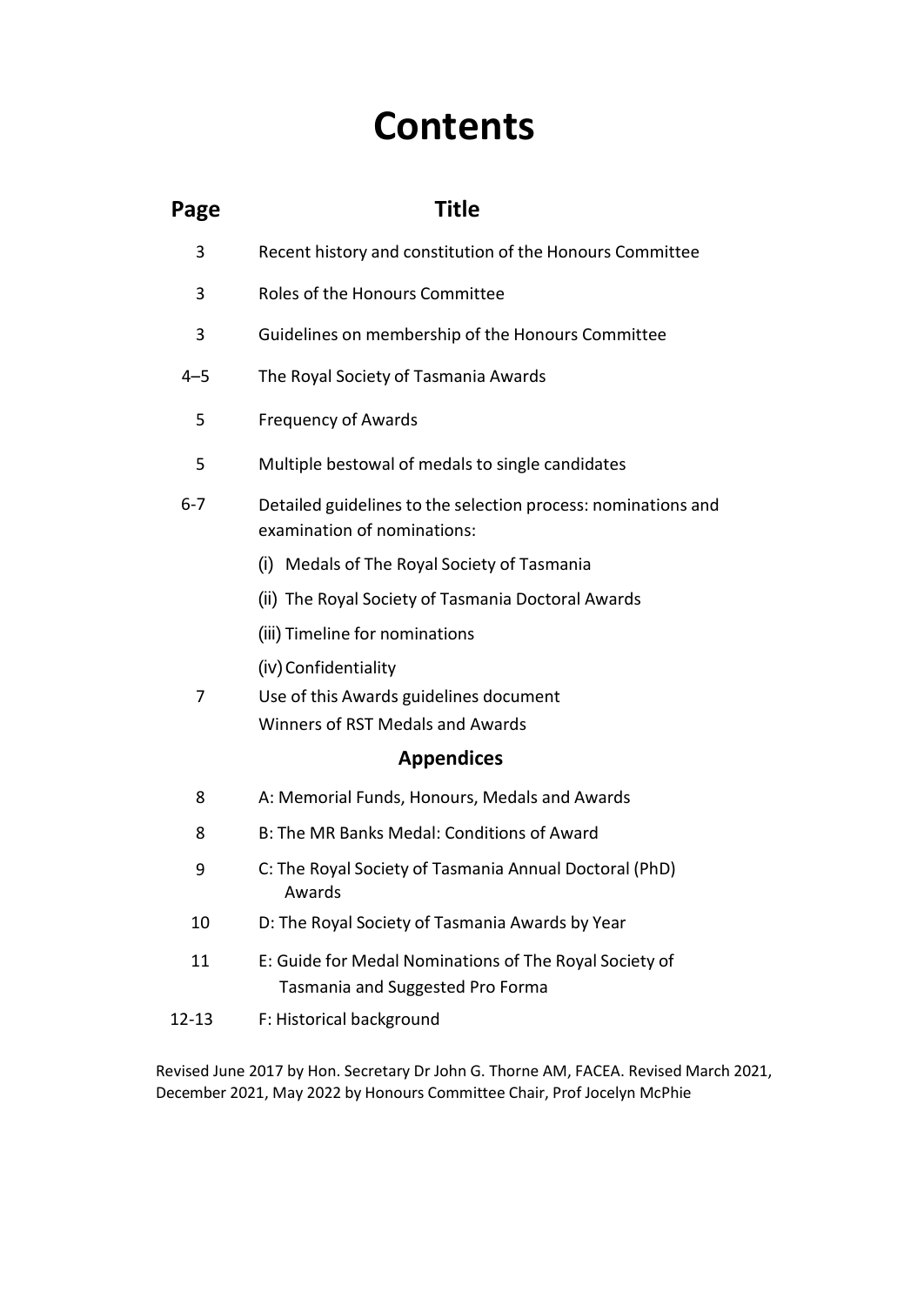# Contents

| Page | Title |
|---|---|
| 3 | Recent history and constitution of the Honours Committee |
| 3 | Roles of the Honours Committee |
| 3 | Guidelines on membership of the Honours Committee |
| 4–5 | The Royal Society of Tasmania Awards |
| 5 | Frequency of Awards |
| 5 | Multiple bestowal of medals to single candidates |
| 6-7 | Detailed guidelines to the selection process: nominations and examination of nominations: |
| | (i) Medals of The Royal Society of Tasmania |
| | (ii) The Royal Society of Tasmania Doctoral Awards |
| | (iii) Timeline for nominations |
| | (iv) Confidentiality |
| 7 | Use of this Awards guidelines document |
| | Winners of RST Medals and Awards |
| | **Appendices** |
| 8 | A: Memorial Funds, Honours, Medals and Awards |
| 8 | B: The MR Banks Medal: Conditions of Award |
| 9 | C: The Royal Society of Tasmania Annual Doctoral (PhD) Awards |
| 10 | D: The Royal Society of Tasmania Awards by Year |
| 11 | E: Guide for Medal Nominations of The Royal Society of Tasmania and Suggested Pro Forma |
| 12-13 | F: Historical background |

Revised June 2017 by Hon. Secretary Dr John G. Thorne AM, FACEA. Revised March 2021, December 2021, May 2022 by Honours Committee Chair, Prof Jocelyn McPhie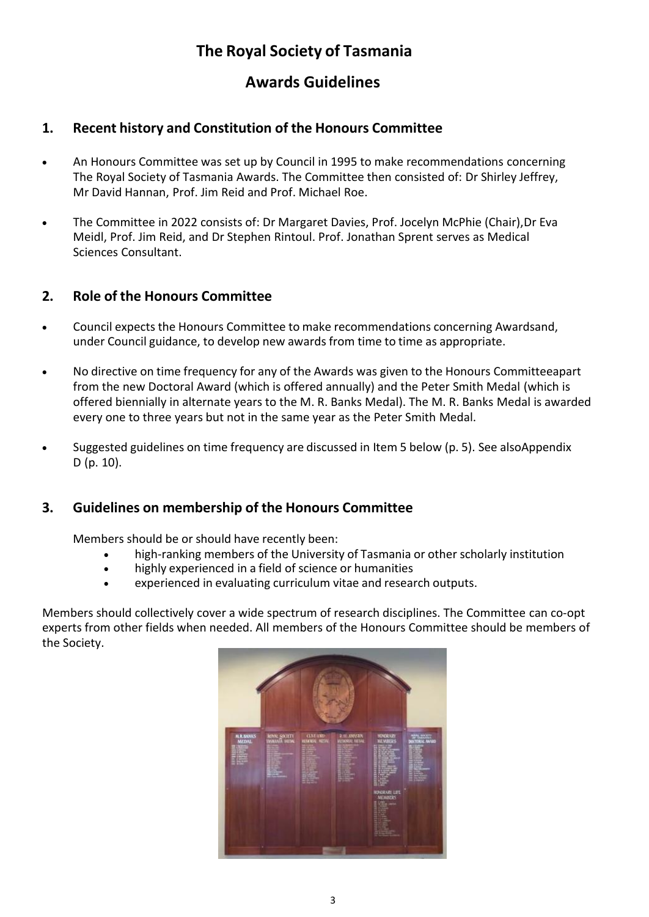# The Royal Society of Tasmania

## Awards Guidelines

### 1. Recent history and Constitution of the Honours Committee

- An Honours Committee was set up by Council in 1995 to make recommendations concerning The Royal Society of Tasmania Awards. The Committee then consisted of: Dr Shirley Jeffrey, Mr David Hannan, Prof. Jim Reid and Prof. Michael Roe.
- The Committee in 2022 consists of: Dr Margaret Davies, Prof. Jocelyn McPhie (Chair),Dr Eva Meidl, Prof. Jim Reid, and Dr Stephen Rintoul. Prof. Jonathan Sprent serves as Medical Sciences Consultant.

### 2. Role of the Honours Committee

- Council expects the Honours Committee to make recommendations concerning Awardsand, under Council guidance, to develop new awards from time to time as appropriate.
- No directive on time frequency for any of the Awards was given to the Honours Committeeapart from the new Doctoral Award (which is offered annually) and the Peter Smith Medal (which is offered biennially in alternate years to the M. R. Banks Medal). The M. R. Banks Medal is awarded every one to three years but not in the same year as the Peter Smith Medal.
- Suggested guidelines on time frequency are discussed in Item 5 below (p. 5). See alsoAppendix D (p. 10).

### 3. Guidelines on membership of the Honours Committee

Members should be or should have recently been:

- high-ranking members of the University of Tasmania or other scholarly institution
- highly experienced in a field of science or humanities
- experienced in evaluating curriculum vitae and research outputs.

Members should collectively cover a wide spectrum of research disciplines. The Committee can co-opt experts from other fields when needed. All members of the Honours Committee should be members of the Society.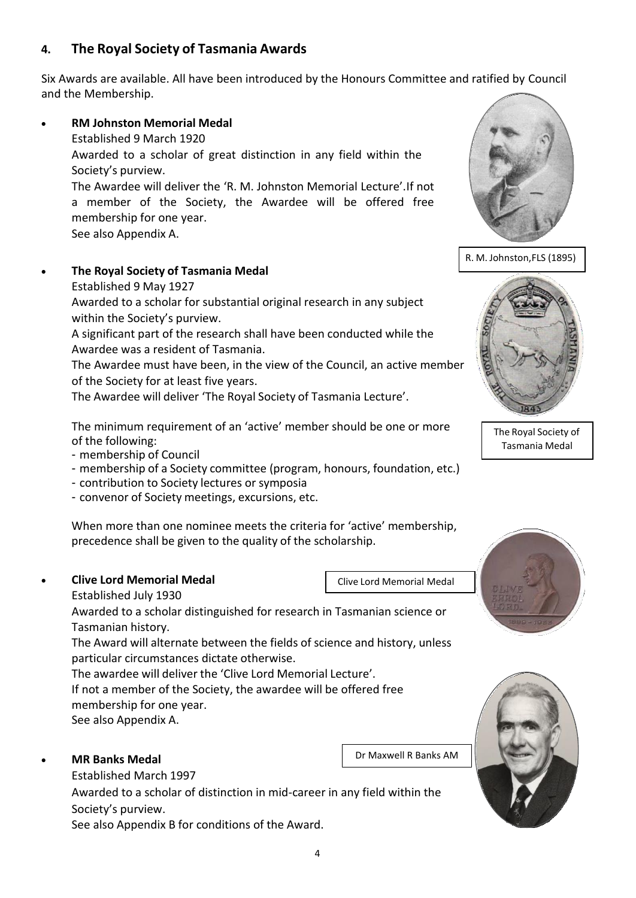## 4. The Royal Society of Tasmania Awards

Six Awards are available. All have been introduced by the Honours Committee and ratified by Council and the Membership.

- **RM Johnston Memorial Medal**
  Established 9 March 1920
  Awarded to a scholar of great distinction in any field within the Society's purview.
  The Awardee will deliver the 'R. M. Johnston Memorial Lecture'.If not a member of the Society, the Awardee will be offered free membership for one year.
  See also Appendix A.

R. M. Johnston,FLS (1895)

- **The Royal Society of Tasmania Medal**
  Established 9 May 1927
  Awarded to a scholar for substantial original research in any subject within the Society's purview.
  A significant part of the research shall have been conducted while the Awardee was a resident of Tasmania.
  The Awardee must have been, in the view of the Council, an active member of the Society for at least five years.
  The Awardee will deliver 'The Royal Society of Tasmania Lecture'.

  The minimum requirement of an 'active' member should be one or more of the following:
  - membership of Council
  - membership of a Society committee (program, honours, foundation, etc.)
  - contribution to Society lectures or symposia
  - convenor of Society meetings, excursions, etc.

  When more than one nominee meets the criteria for 'active' membership, precedence shall be given to the quality of the scholarship.

The Royal Society of Tasmania Medal

- **Clive Lord Memorial Medal**
  Established July 1930
  Awarded to a scholar distinguished for research in Tasmanian science or Tasmanian history.
  The Award will alternate between the fields of science and history, unless particular circumstances dictate otherwise.
  The awardee will deliver the 'Clive Lord Memorial Lecture'.
  If not a member of the Society, the awardee will be offered free membership for one year.
  See also Appendix A.

Clive Lord Memorial Medal

- **MR Banks Medal**
  Established March 1997
  Awarded to a scholar of distinction in mid-career in any field within the Society's purview.
  See also Appendix B for conditions of the Award.

Dr Maxwell R Banks AM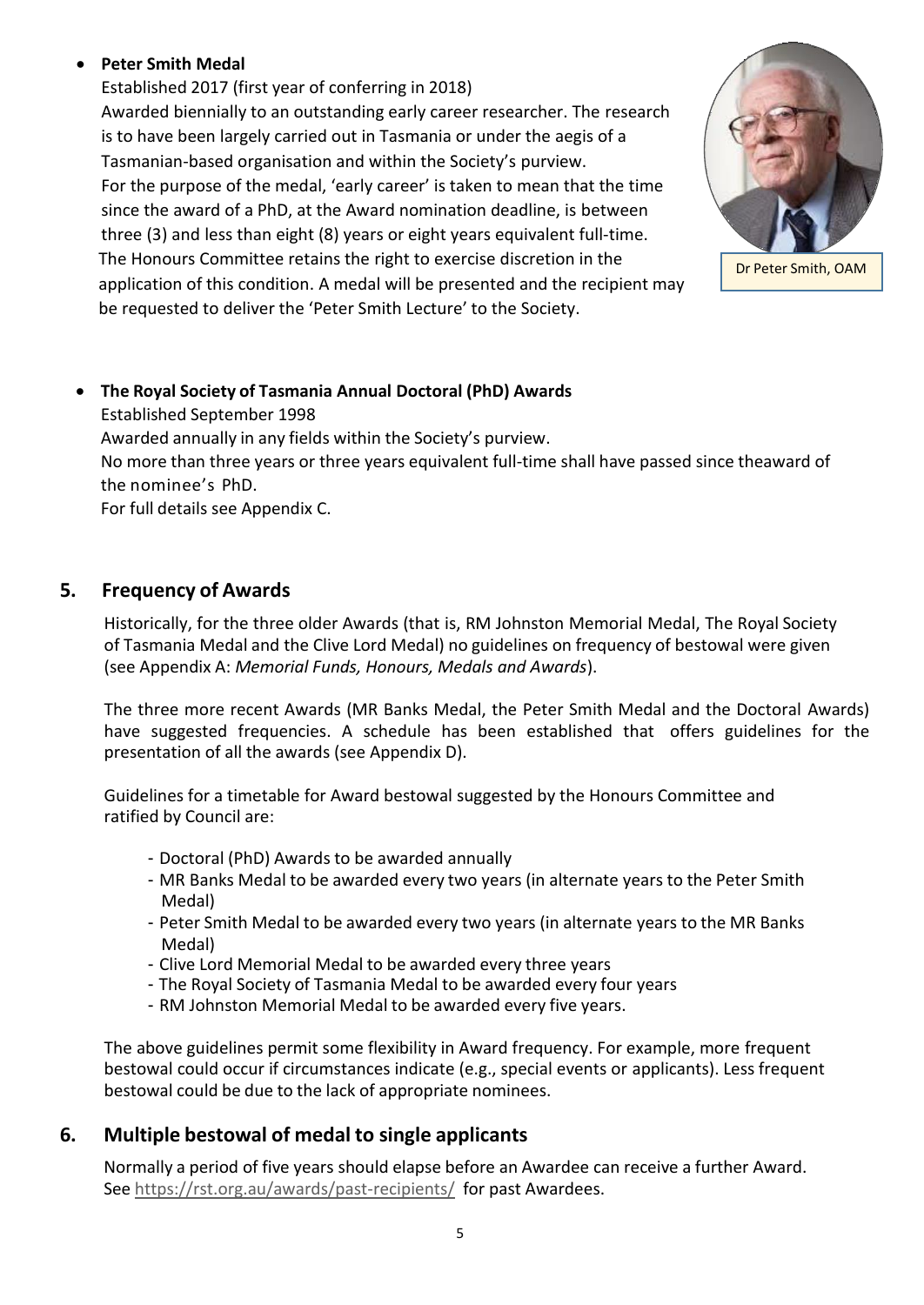- **Peter Smith Medal**

  Established 2017 (first year of conferring in 2018)

  Awarded biennially to an outstanding early career researcher. The research is to have been largely carried out in Tasmania or under the aegis of a Tasmanian-based organisation and within the Society's purview.

  For the purpose of the medal, 'early career' is taken to mean that the time since the award of a PhD, at the Award nomination deadline, is between three (3) and less than eight (8) years or eight years equivalent full-time. The Honours Committee retains the right to exercise discretion in the application of this condition. A medal will be presented and the recipient may be requested to deliver the 'Peter Smith Lecture' to the Society.

Dr Peter Smith, OAM

- **The Royal Society of Tasmania Annual Doctoral (PhD) Awards**

  Established September 1998

  Awarded annually in any fields within the Society's purview.

  No more than three years or three years equivalent full-time shall have passed since theaward of the nominee's PhD.

  For full details see Appendix C.

## 5. Frequency of Awards

Historically, for the three older Awards (that is, RM Johnston Memorial Medal, The Royal Society of Tasmania Medal and the Clive Lord Medal) no guidelines on frequency of bestowal were given (see Appendix A: *Memorial Funds, Honours, Medals and Awards*).

The three more recent Awards (MR Banks Medal, the Peter Smith Medal and the Doctoral Awards) have suggested frequencies. A schedule has been established that offers guidelines for the presentation of all the awards (see Appendix D).

Guidelines for a timetable for Award bestowal suggested by the Honours Committee and ratified by Council are:

- Doctoral (PhD) Awards to be awarded annually
- MR Banks Medal to be awarded every two years (in alternate years to the Peter Smith Medal)
- Peter Smith Medal to be awarded every two years (in alternate years to the MR Banks Medal)
- Clive Lord Memorial Medal to be awarded every three years
- The Royal Society of Tasmania Medal to be awarded every four years
- RM Johnston Memorial Medal to be awarded every five years.

The above guidelines permit some flexibility in Award frequency. For example, more frequent bestowal could occur if circumstances indicate (e.g., special events or applicants). Less frequent bestowal could be due to the lack of appropriate nominees.

## 6. Multiple bestowal of medal to single applicants

Normally a period of five years should elapse before an Awardee can receive a further Award. See https://rst.org.au/awards/past-recipients/ for past Awardees.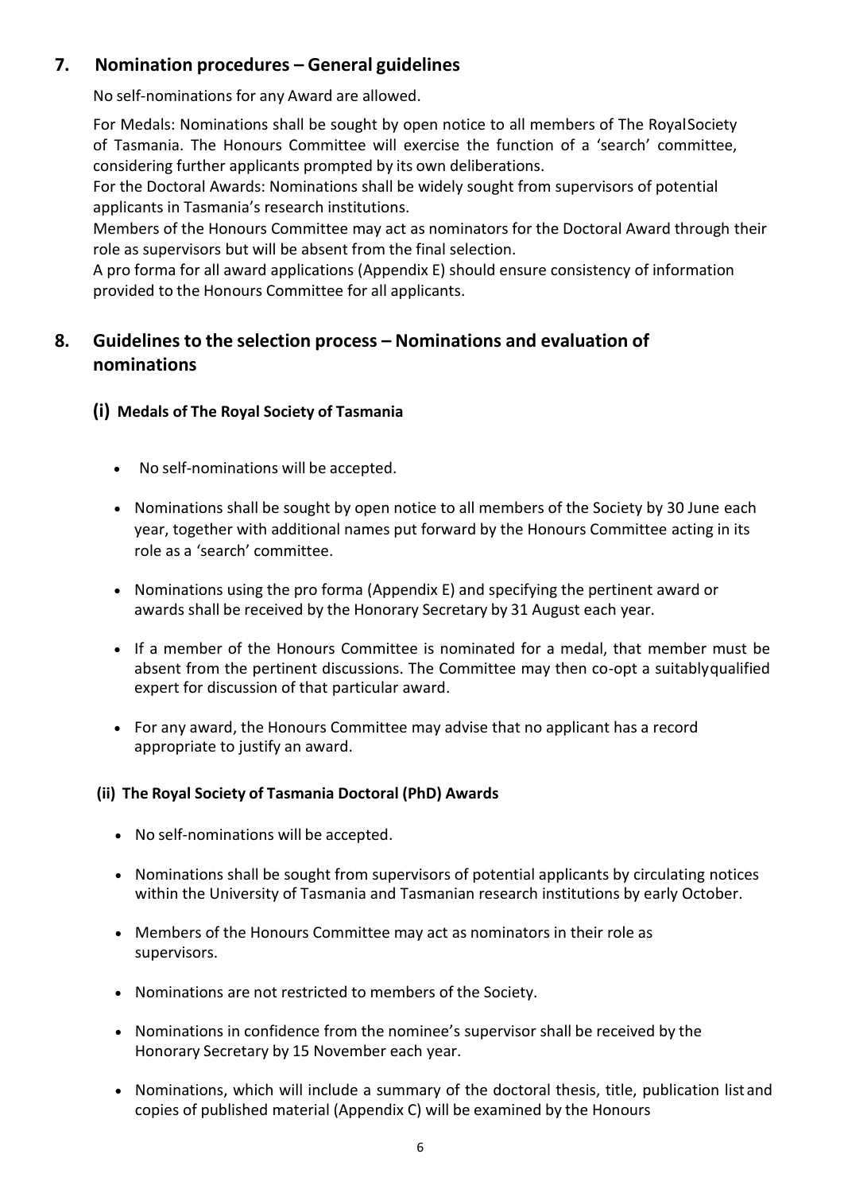## 7. Nomination procedures – General guidelines

No self-nominations for any Award are allowed.

For Medals: Nominations shall be sought by open notice to all members of The Royal Society of Tasmania. The Honours Committee will exercise the function of a 'search' committee, considering further applicants prompted by its own deliberations.

For the Doctoral Awards: Nominations shall be widely sought from supervisors of potential applicants in Tasmania's research institutions.

Members of the Honours Committee may act as nominators for the Doctoral Award through their role as supervisors but will be absent from the final selection.

A pro forma for all award applications (Appendix E) should ensure consistency of information provided to the Honours Committee for all applicants.

## 8. Guidelines to the selection process – Nominations and evaluation of nominations

### (i) Medals of The Royal Society of Tasmania

- No self-nominations will be accepted.
- Nominations shall be sought by open notice to all members of the Society by 30 June each year, together with additional names put forward by the Honours Committee acting in its role as a 'search' committee.
- Nominations using the pro forma (Appendix E) and specifying the pertinent award or awards shall be received by the Honorary Secretary by 31 August each year.
- If a member of the Honours Committee is nominated for a medal, that member must be absent from the pertinent discussions. The Committee may then co-opt a suitably qualified expert for discussion of that particular award.
- For any award, the Honours Committee may advise that no applicant has a record appropriate to justify an award.

### (ii) The Royal Society of Tasmania Doctoral (PhD) Awards

- No self-nominations will be accepted.
- Nominations shall be sought from supervisors of potential applicants by circulating notices within the University of Tasmania and Tasmanian research institutions by early October.
- Members of the Honours Committee may act as nominators in their role as supervisors.
- Nominations are not restricted to members of the Society.
- Nominations in confidence from the nominee's supervisor shall be received by the Honorary Secretary by 15 November each year.
- Nominations, which will include a summary of the doctoral thesis, title, publication list and copies of published material (Appendix C) will be examined by the Honours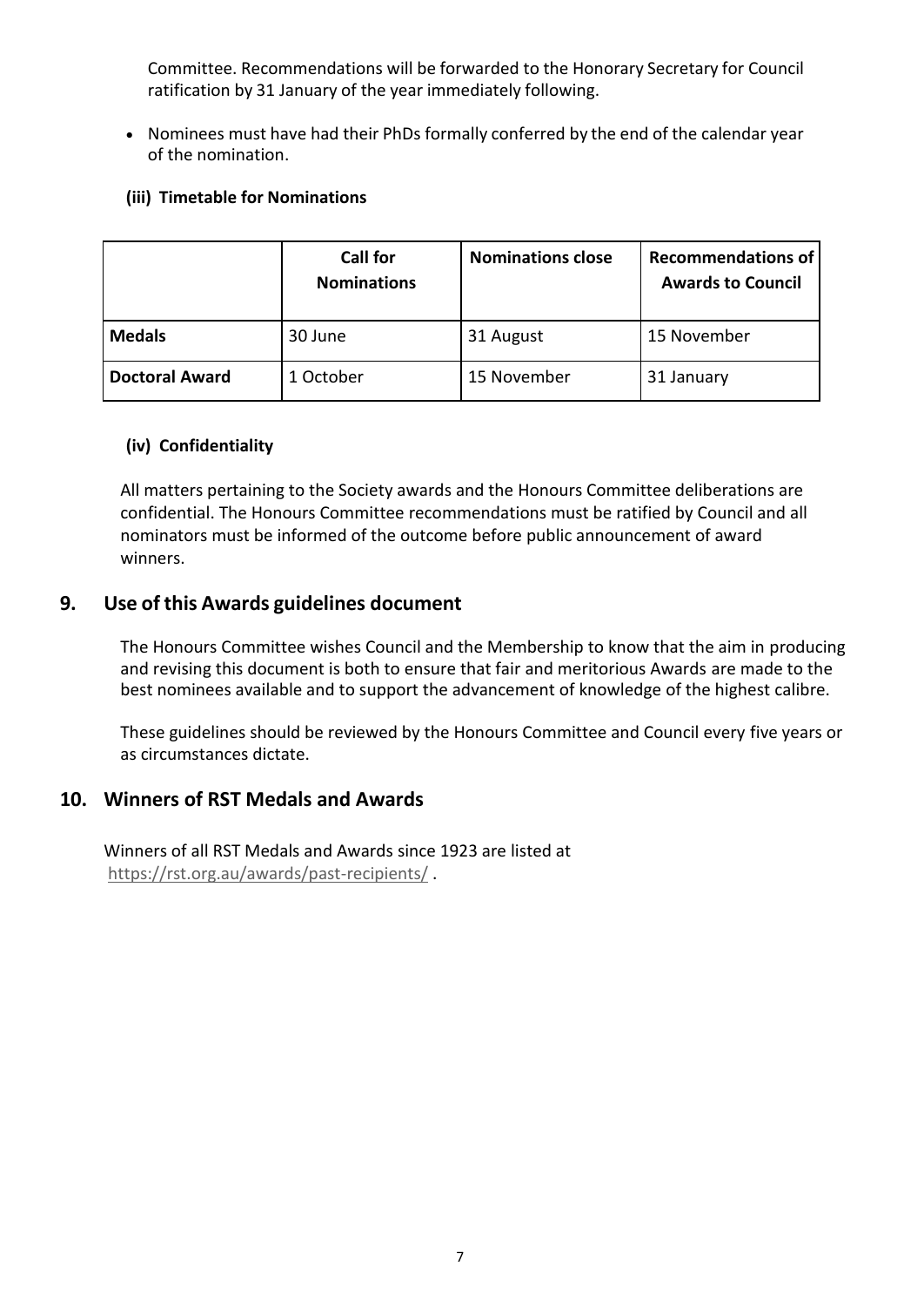Committee. Recommendations will be forwarded to the Honorary Secretary for Council ratification by 31 January of the year immediately following.

- Nominees must have had their PhDs formally conferred by the end of the calendar year of the nomination.

**(iii) Timetable for Nominations**

| | Call for Nominations | Nominations close | Recommendations of Awards to Council |
|---|---|---|---|
| **Medals** | 30 June | 31 August | 15 November |
| **Doctoral Award** | 1 October | 15 November | 31 January |

**(iv) Confidentiality**

All matters pertaining to the Society awards and the Honours Committee deliberations are confidential. The Honours Committee recommendations must be ratified by Council and all nominators must be informed of the outcome before public announcement of award winners.

## 9. Use of this Awards guidelines document

The Honours Committee wishes Council and the Membership to know that the aim in producing and revising this document is both to ensure that fair and meritorious Awards are made to the best nominees available and to support the advancement of knowledge of the highest calibre.

These guidelines should be reviewed by the Honours Committee and Council every five years or as circumstances dictate.

## 10. Winners of RST Medals and Awards

Winners of all RST Medals and Awards since 1923 are listed at https://rst.org.au/awards/past-recipients/ .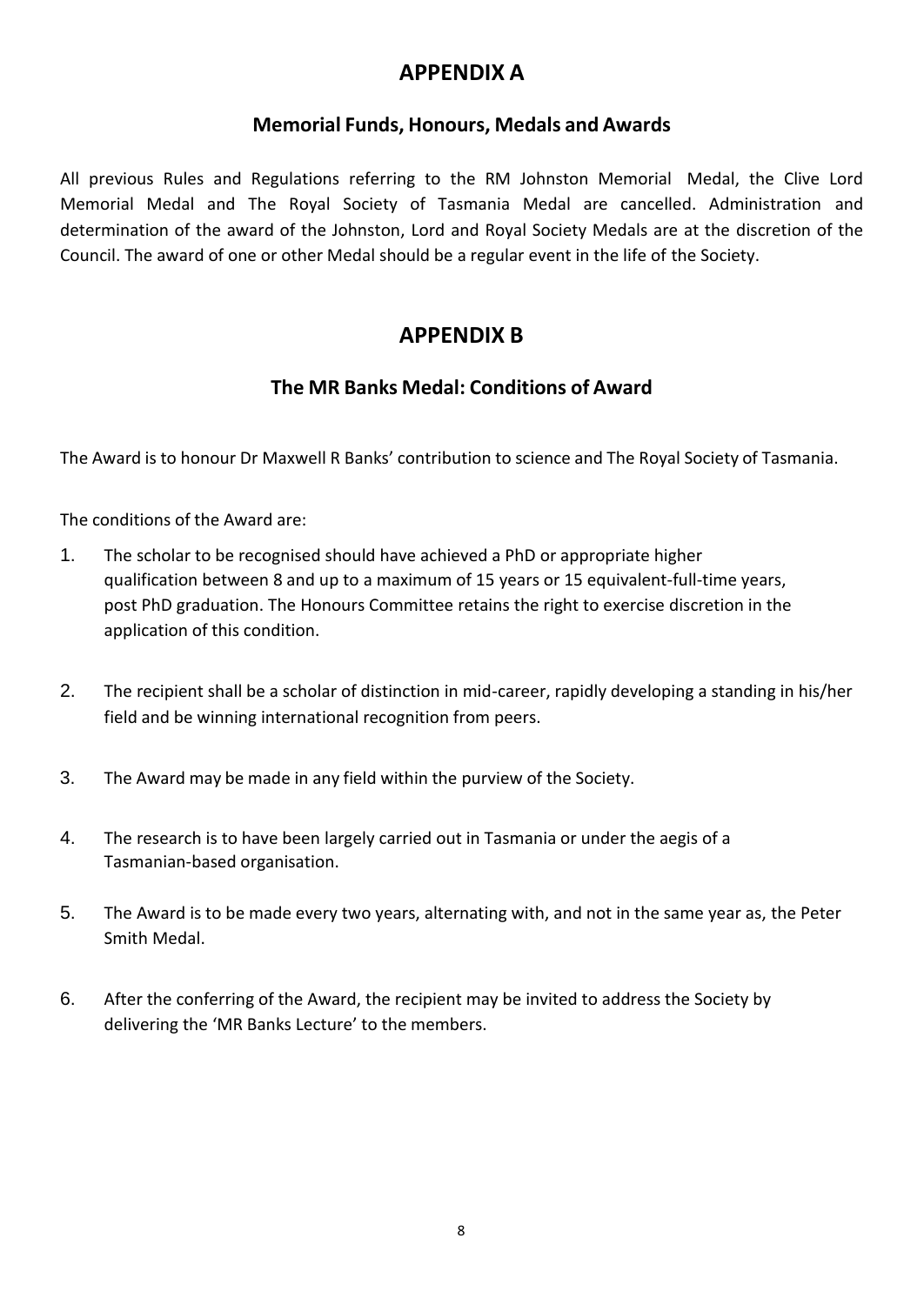# APPENDIX A

## Memorial Funds, Honours, Medals and Awards

All previous Rules and Regulations referring to the RM Johnston Memorial Medal, the Clive Lord Memorial Medal and The Royal Society of Tasmania Medal are cancelled. Administration and determination of the award of the Johnston, Lord and Royal Society Medals are at the discretion of the Council. The award of one or other Medal should be a regular event in the life of the Society.

# APPENDIX B

## The MR Banks Medal: Conditions of Award

The Award is to honour Dr Maxwell R Banks' contribution to science and The Royal Society of Tasmania.

The conditions of the Award are:

1. The scholar to be recognised should have achieved a PhD or appropriate higher qualification between 8 and up to a maximum of 15 years or 15 equivalent-full-time years, post PhD graduation. The Honours Committee retains the right to exercise discretion in the application of this condition.
2. The recipient shall be a scholar of distinction in mid-career, rapidly developing a standing in his/her field and be winning international recognition from peers.
3. The Award may be made in any field within the purview of the Society.
4. The research is to have been largely carried out in Tasmania or under the aegis of a Tasmanian-based organisation.
5. The Award is to be made every two years, alternating with, and not in the same year as, the Peter Smith Medal.
6. After the conferring of the Award, the recipient may be invited to address the Society by delivering the 'MR Banks Lecture' to the members.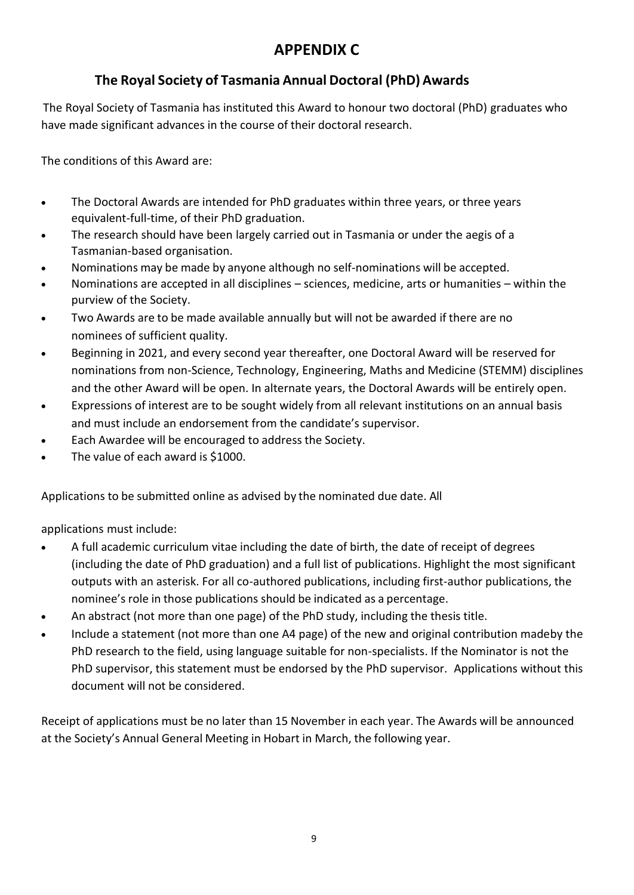# APPENDIX C

## The Royal Society of Tasmania Annual Doctoral (PhD) Awards

The Royal Society of Tasmania has instituted this Award to honour two doctoral (PhD) graduates who have made significant advances in the course of their doctoral research.

The conditions of this Award are:

- The Doctoral Awards are intended for PhD graduates within three years, or three years equivalent-full-time, of their PhD graduation.
- The research should have been largely carried out in Tasmania or under the aegis of a Tasmanian-based organisation.
- Nominations may be made by anyone although no self-nominations will be accepted.
- Nominations are accepted in all disciplines – sciences, medicine, arts or humanities – within the purview of the Society.
- Two Awards are to be made available annually but will not be awarded if there are no nominees of sufficient quality.
- Beginning in 2021, and every second year thereafter, one Doctoral Award will be reserved for nominations from non-Science, Technology, Engineering, Maths and Medicine (STEMM) disciplines and the other Award will be open. In alternate years, the Doctoral Awards will be entirely open.
- Expressions of interest are to be sought widely from all relevant institutions on an annual basis and must include an endorsement from the candidate's supervisor.
- Each Awardee will be encouraged to address the Society.
- The value of each award is $1000.

Applications to be submitted online as advised by the nominated due date. All

applications must include:

- A full academic curriculum vitae including the date of birth, the date of receipt of degrees (including the date of PhD graduation) and a full list of publications. Highlight the most significant outputs with an asterisk. For all co-authored publications, including first-author publications, the nominee's role in those publications should be indicated as a percentage.
- An abstract (not more than one page) of the PhD study, including the thesis title.
- Include a statement (not more than one A4 page) of the new and original contribution madeby the PhD research to the field, using language suitable for non-specialists. If the Nominator is not the PhD supervisor, this statement must be endorsed by the PhD supervisor. Applications without this document will not be considered.

Receipt of applications must be no later than 15 November in each year. The Awards will be announced at the Society's Annual General Meeting in Hobart in March, the following year.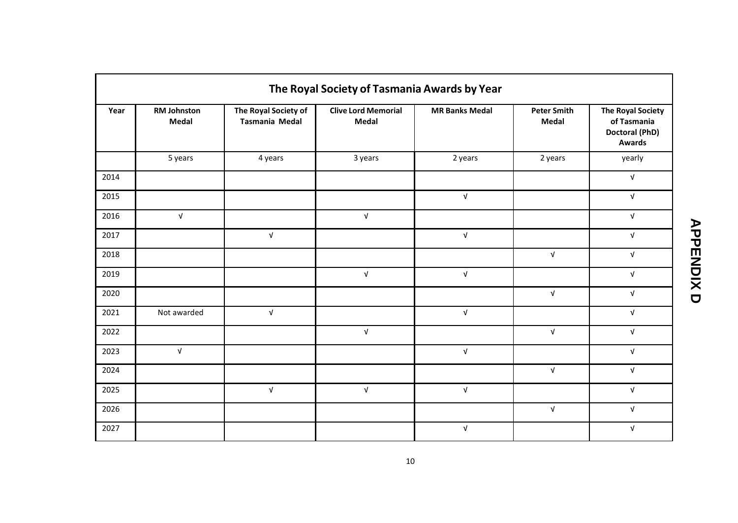# APPENDIX D

| The Royal Society of Tasmania Awards by Year | | | | | | |
|---|---|---|---|---|---|---|
| Year | RM Johnston Medal | The Royal Society of Tasmania Medal | Clive Lord Memorial Medal | MR Banks Medal | Peter Smith Medal | The Royal Society of Tasmania Doctoral (PhD) Awards |
| | 5 years | 4 years | 3 years | 2 years | 2 years | yearly |
| 2014 | | | | | | √ |
| 2015 | | | | √ | | √ |
| 2016 | √ | | √ | | | √ |
| 2017 | | √ | | √ | | √ |
| 2018 | | | | | √ | √ |
| 2019 | | | √ | √ | | √ |
| 2020 | | | | | √ | √ |
| 2021 | Not awarded | √ | | √ | | √ |
| 2022 | | | √ | | √ | √ |
| 2023 | √ | | | √ | | √ |
| 2024 | | | | | √ | √ |
| 2025 | | √ | √ | √ | | √ |
| 2026 | | | | | √ | √ |
| 2027 | | | | √ | | √ |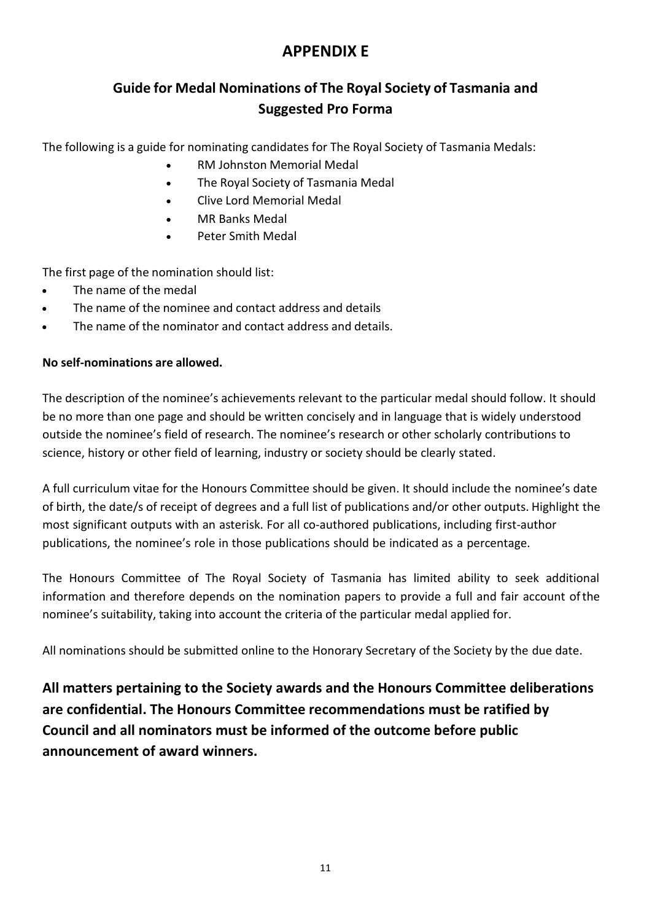# APPENDIX E

## Guide for Medal Nominations of The Royal Society of Tasmania and Suggested Pro Forma

The following is a guide for nominating candidates for The Royal Society of Tasmania Medals:

- RM Johnston Memorial Medal
- The Royal Society of Tasmania Medal
- Clive Lord Memorial Medal
- MR Banks Medal
- Peter Smith Medal

The first page of the nomination should list:

- The name of the medal
- The name of the nominee and contact address and details
- The name of the nominator and contact address and details.

**No self-nominations are allowed.**

The description of the nominee's achievements relevant to the particular medal should follow. It should be no more than one page and should be written concisely and in language that is widely understood outside the nominee's field of research. The nominee's research or other scholarly contributions to science, history or other field of learning, industry or society should be clearly stated.

A full curriculum vitae for the Honours Committee should be given. It should include the nominee's date of birth, the date/s of receipt of degrees and a full list of publications and/or other outputs. Highlight the most significant outputs with an asterisk. For all co-authored publications, including first-author publications, the nominee's role in those publications should be indicated as a percentage.

The Honours Committee of The Royal Society of Tasmania has limited ability to seek additional information and therefore depends on the nomination papers to provide a full and fair account of the nominee's suitability, taking into account the criteria of the particular medal applied for.

All nominations should be submitted online to the Honorary Secretary of the Society by the due date.

**All matters pertaining to the Society awards and the Honours Committee deliberations are confidential. The Honours Committee recommendations must be ratified by Council and all nominators must be informed of the outcome before public announcement of award winners.**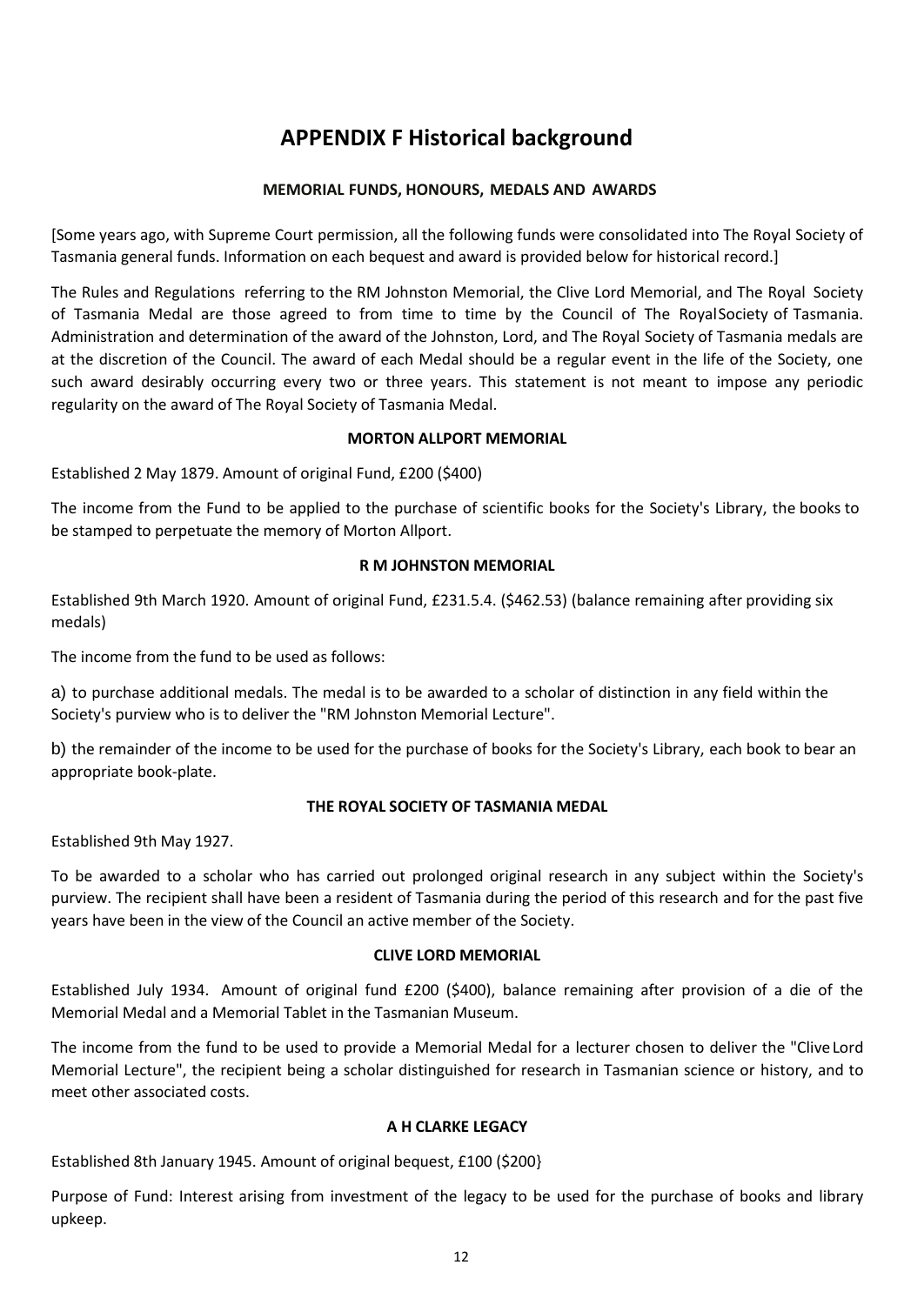# APPENDIX F Historical background

**MEMORIAL FUNDS, HONOURS, MEDALS AND AWARDS**

[Some years ago, with Supreme Court permission, all the following funds were consolidated into The Royal Society of Tasmania general funds. Information on each bequest and award is provided below for historical record.]

The Rules and Regulations referring to the RM Johnston Memorial, the Clive Lord Memorial, and The Royal Society of Tasmania Medal are those agreed to from time to time by the Council of The Royal Society of Tasmania. Administration and determination of the award of the Johnston, Lord, and The Royal Society of Tasmania medals are at the discretion of the Council. The award of each Medal should be a regular event in the life of the Society, one such award desirably occurring every two or three years. This statement is not meant to impose any periodic regularity on the award of The Royal Society of Tasmania Medal.

**MORTON ALLPORT MEMORIAL**

Established 2 May 1879. Amount of original Fund, £200 ($400)

The income from the Fund to be applied to the purchase of scientific books for the Society's Library, the books to be stamped to perpetuate the memory of Morton Allport.

**R M JOHNSTON MEMORIAL**

Established 9th March 1920. Amount of original Fund, £231.5.4. ($462.53) (balance remaining after providing six medals)

The income from the fund to be used as follows:

a) to purchase additional medals. The medal is to be awarded to a scholar of distinction in any field within the Society's purview who is to deliver the "RM Johnston Memorial Lecture".

b) the remainder of the income to be used for the purchase of books for the Society's Library, each book to bear an appropriate book-plate.

**THE ROYAL SOCIETY OF TASMANIA MEDAL**

Established 9th May 1927.

To be awarded to a scholar who has carried out prolonged original research in any subject within the Society's purview. The recipient shall have been a resident of Tasmania during the period of this research and for the past five years have been in the view of the Council an active member of the Society.

**CLIVE LORD MEMORIAL**

Established July 1934. Amount of original fund £200 ($400), balance remaining after provision of a die of the Memorial Medal and a Memorial Tablet in the Tasmanian Museum.

The income from the fund to be used to provide a Memorial Medal for a lecturer chosen to deliver the "Clive Lord Memorial Lecture", the recipient being a scholar distinguished for research in Tasmanian science or history, and to meet other associated costs.

**A H CLARKE LEGACY**

Established 8th January 1945. Amount of original bequest, £100 ($200}

Purpose of Fund: Interest arising from investment of the legacy to be used for the purchase of books and library upkeep.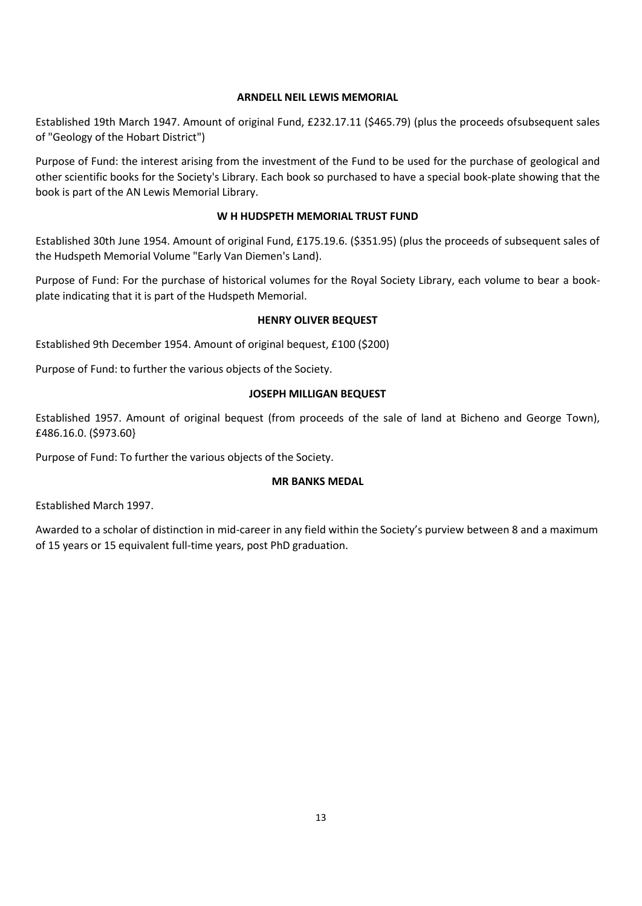## ARNDELL NEIL LEWIS MEMORIAL

Established 19th March 1947. Amount of original Fund, £232.17.11 ($465.79) (plus the proceeds ofsubsequent sales of "Geology of the Hobart District")

Purpose of Fund: the interest arising from the investment of the Fund to be used for the purchase of geological and other scientific books for the Society's Library. Each book so purchased to have a special book-plate showing that the book is part of the AN Lewis Memorial Library.

## W H HUDSPETH MEMORIAL TRUST FUND

Established 30th June 1954. Amount of original Fund, £175.19.6. ($351.95) (plus the proceeds of subsequent sales of the Hudspeth Memorial Volume "Early Van Diemen's Land).

Purpose of Fund: For the purchase of historical volumes for the Royal Society Library, each volume to bear a book-plate indicating that it is part of the Hudspeth Memorial.

## HENRY OLIVER BEQUEST

Established 9th December 1954. Amount of original bequest, £100 ($200)

Purpose of Fund: to further the various objects of the Society.

## JOSEPH MILLIGAN BEQUEST

Established 1957. Amount of original bequest (from proceeds of the sale of land at Bicheno and George Town), £486.16.0. ($973.60}

Purpose of Fund: To further the various objects of the Society.

## MR BANKS MEDAL

Established March 1997.

Awarded to a scholar of distinction in mid-career in any field within the Society's purview between 8 and a maximum of 15 years or 15 equivalent full-time years, post PhD graduation.